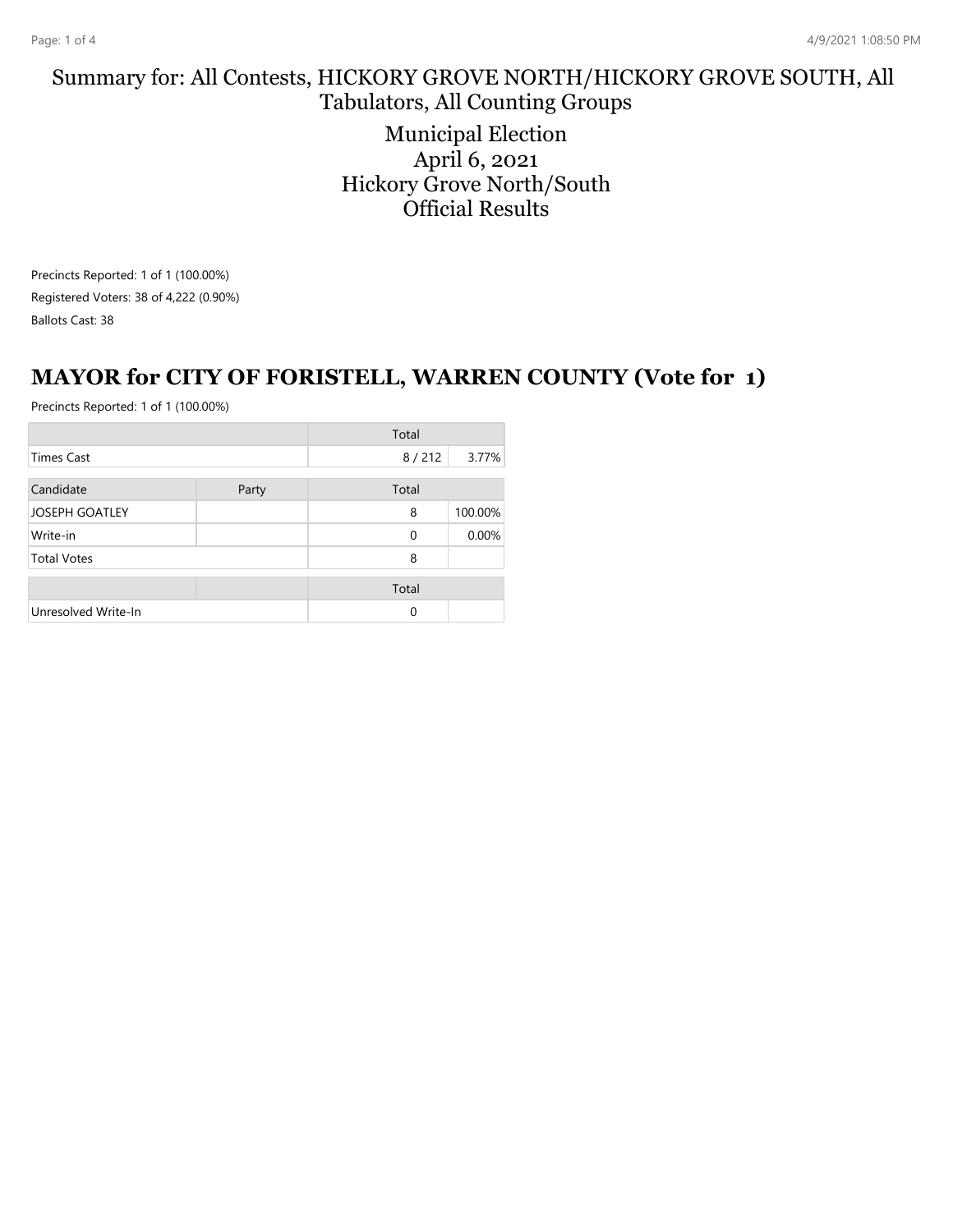Summary for: All Contests, HICKORY GROVE NORTH/HICKORY GROVE SOUTH, All Tabulators, All Counting Groups

Municipal Election
April 6, 2021
Hickory Grove North/South
Official Results

Precincts Reported: 1 of 1 (100.00%)
Registered Voters: 38 of 4,222 (0.90%)
Ballots Cast: 38

## MAYOR for CITY OF FORISTELL, WARREN COUNTY (Vote for 1)

Precincts Reported: 1 of 1 (100.00%)

| | | Total | |
|---|---|---|---|
| Times Cast | | 8 / 212 | 3.77% |

| Candidate | Party | Total | |
|---|---|---|---|
| JOSEPH GOATLEY | | 8 | 100.00% |
| Write-in | | 0 | 0.00% |
| Total Votes | | 8 | |

| | | Total | |
|---|---|---|---|
| Unresolved Write-In | | 0 | |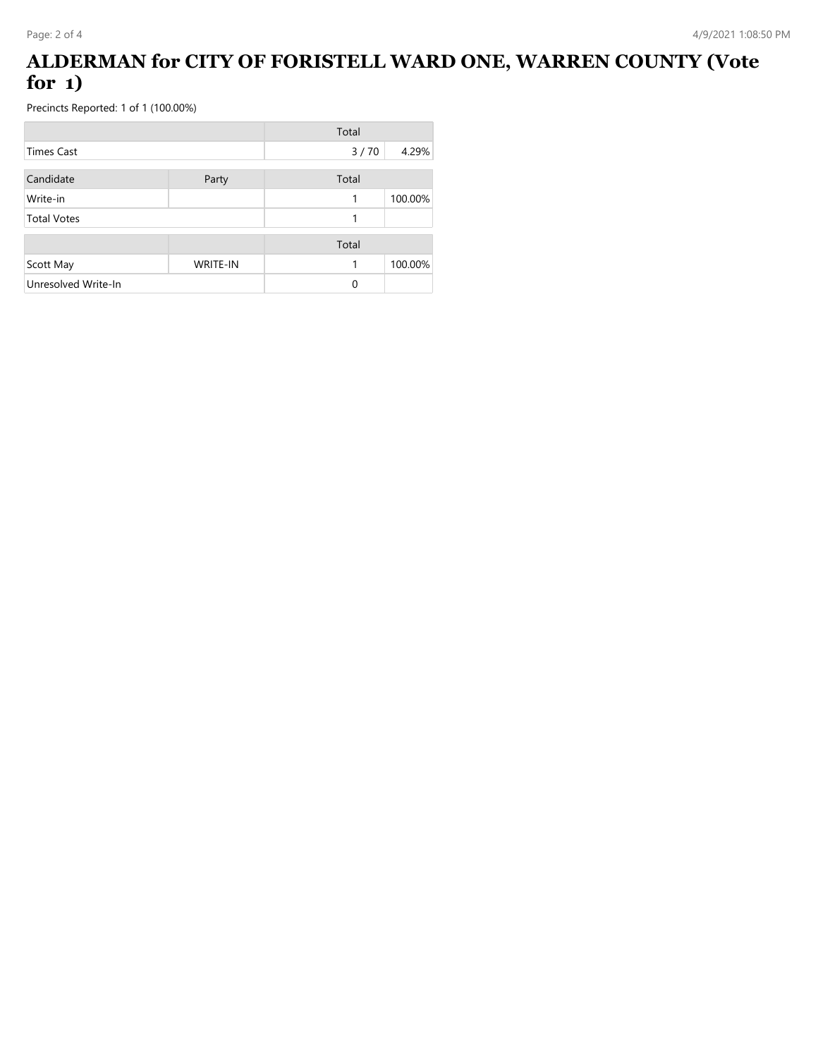# ALDERMAN for CITY OF FORISTELL WARD ONE, WARREN COUNTY (Vote for 1)

Precincts Reported: 1 of 1 (100.00%)

| | | Total | |
|---|---|---|---|
| Times Cast | | 3 / 70 | 4.29% |

| Candidate | Party | Total | |
|---|---|---|---|
| Write-in | | 1 | 100.00% |
| Total Votes | | 1 | |

| | | Total | |
|---|---|---|---|
| Scott May | WRITE-IN | 1 | 100.00% |
| Unresolved Write-In | | 0 | |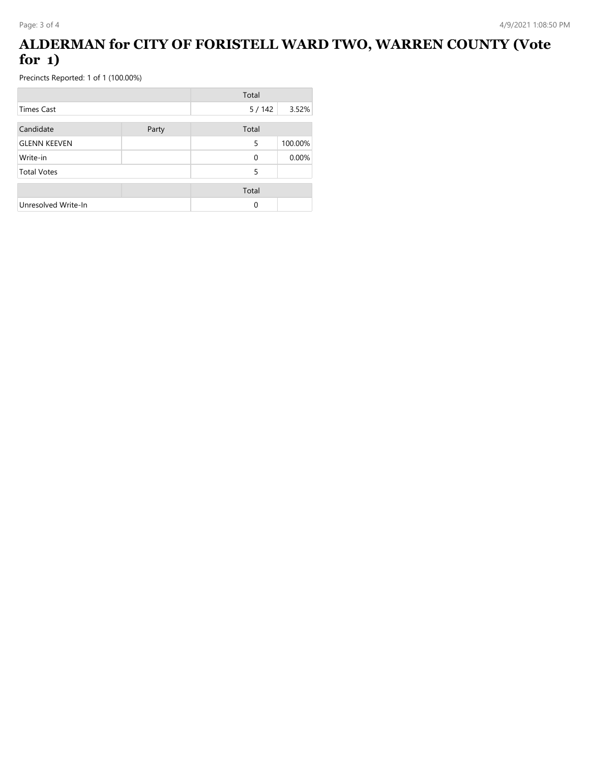# ALDERMAN for CITY OF FORISTELL WARD TWO, WARREN COUNTY (Vote for 1)

Precincts Reported: 1 of 1 (100.00%)

| | | Total | |
|---|---|---|---|
| Times Cast | | 5 / 142 | 3.52% |

| Candidate | Party | Total | |
|---|---|---|---|
| GLENN KEEVEN | | 5 | 100.00% |
| Write-in | | 0 | 0.00% |
| Total Votes | | 5 | |

| | | Total | |
|---|---|---|---|
| Unresolved Write-In | | 0 | |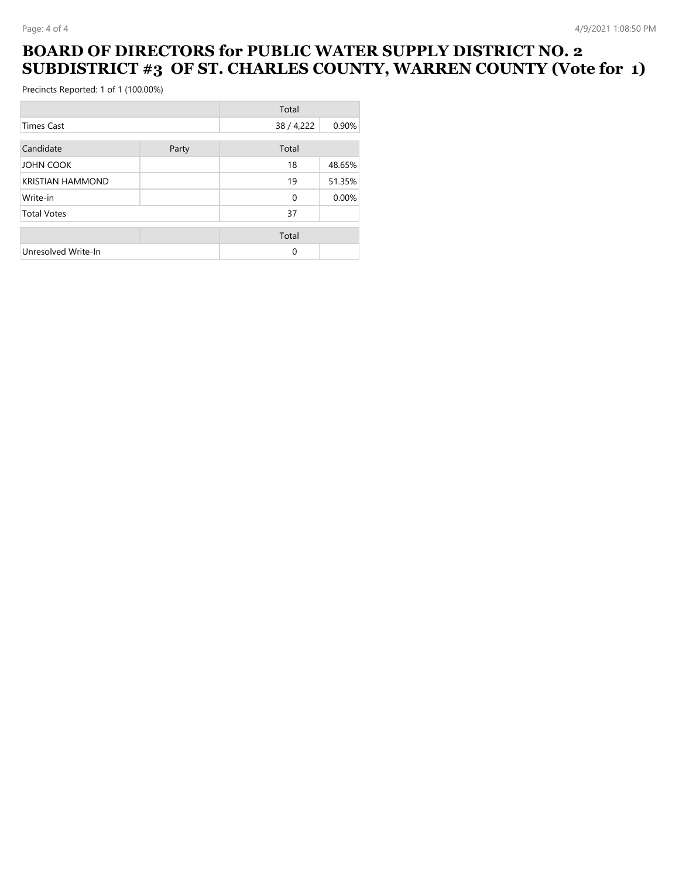# BOARD OF DIRECTORS for PUBLIC WATER SUPPLY DISTRICT NO. 2 SUBDISTRICT #3 OF ST. CHARLES COUNTY, WARREN COUNTY (Vote for 1)

Precincts Reported: 1 of 1 (100.00%)

| | | Total | |
|---|---|---|---|
| Times Cast | | 38 / 4,222 | 0.90% |

| Candidate | Party | Total | |
|---|---|---|---|
| JOHN COOK | | 18 | 48.65% |
| KRISTIAN HAMMOND | | 19 | 51.35% |
| Write-in | | 0 | 0.00% |
| Total Votes | | 37 | |

| | | Total | |
|---|---|---|---|
| Unresolved Write-In | | 0 | |